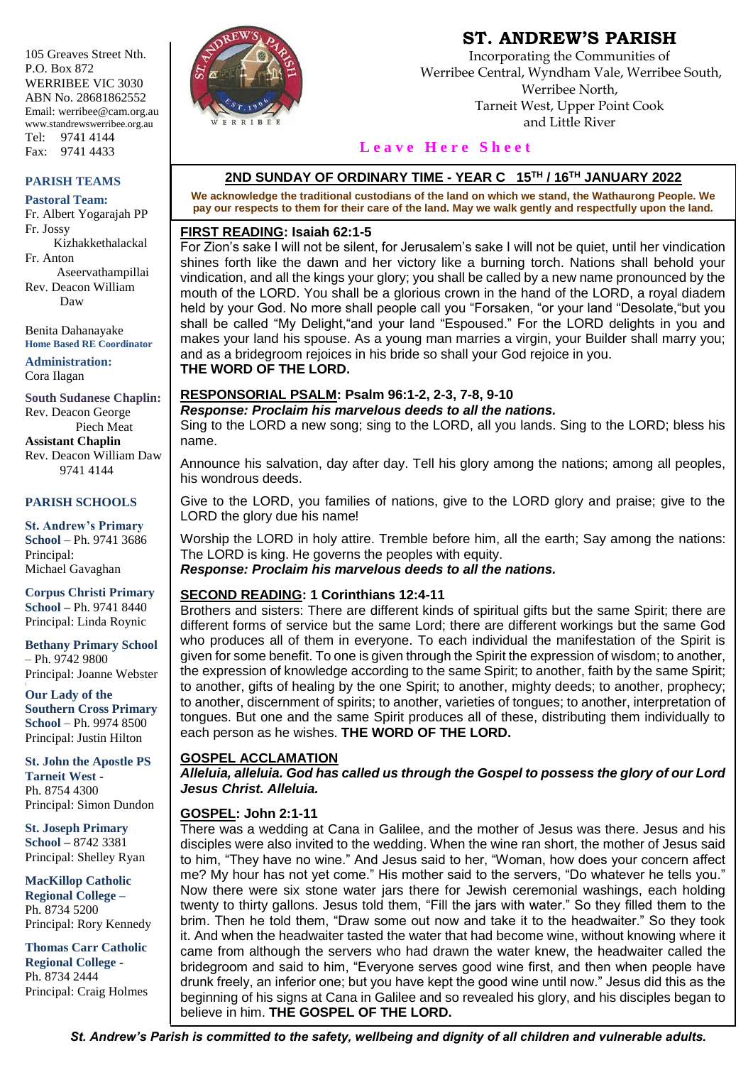# ST. ANDREW'S PARISH

Incorporating the Communities of
Werribee Central, Wyndham Vale, Werribee South,
Werribee North,
Tarneit West, Upper Point Cook
and Little River

**Leave Here Sheet**

105 Greaves Street Nth.
P.O. Box 872
WERRIBEE VIC 3030
ABN No. 28681862552
Email: werribee@cam.org.au
www.standrewswerribee.org.au
Tel: 9741 4144
Fax: 9741 4433

## PARISH TEAMS

**Pastoral Team:**
Fr. Albert Yogarajah PP
Fr. Jossy Kizhakkethakalackal
Fr. Anton Aseervathampillai
Rev. Deacon William Daw

Benita Dahanayake
**Home Based RE Coordinator**

**Administration:**
Cora Ilagan

**South Sudanese Chaplin:**
Rev. Deacon George Piech Meat
**Assistant Chaplin**
Rev. Deacon William Daw
9741 4144

## PARISH SCHOOLS

**St. Andrew's Primary School** – Ph. 9741 3686
Principal: Michael Gavaghan

**Corpus Christi Primary School** – Ph. 9741 8440
Principal: Linda Roynic

**Bethany Primary School** – Ph. 9742 9800
Principal: Joanne Webster

**Our Lady of the Southern Cross Primary School** – Ph. 9974 8500
Principal: Justin Hilton

**St. John the Apostle PS Tarneit West** - Ph. 8754 4300
Principal: Simon Dundon

**St. Joseph Primary School** – 8742 3381
Principal: Shelley Ryan

**MacKillop Catholic Regional College** – Ph. 8734 5200
Principal: Rory Kennedy

**Thomas Carr Catholic Regional College** - Ph. 8734 2444
Principal: Craig Holmes

## 2ND SUNDAY OF ORDINARY TIME - YEAR C 15TH / 16TH JANUARY 2022

**We acknowledge the traditional custodians of the land on which we stand, the Wathaurong People. We pay our respects to them for their care of the land. May we walk gently and respectfully upon the land.**

**FIRST READING: Isaiah 62:1-5**

For Zion's sake I will not be silent, for Jerusalem's sake I will not be quiet, until her vindication shines forth like the dawn and her victory like a burning torch. Nations shall behold your vindication, and all the kings your glory; you shall be called by a new name pronounced by the mouth of the LORD. You shall be a glorious crown in the hand of the LORD, a royal diadem held by your God. No more shall people call you "Forsaken, "or your land "Desolate,"but you shall be called "My Delight,"and your land "Espoused." For the LORD delights in you and makes your land his spouse. As a young man marries a virgin, your Builder shall marry you; and as a bridegroom rejoices in his bride so shall your God rejoice in you.
**THE WORD OF THE LORD.**

**RESPONSORIAL PSALM: Psalm 96:1-2, 2-3, 7-8, 9-10**

***Response: Proclaim his marvelous deeds to all the nations.***

Sing to the LORD a new song; sing to the LORD, all you lands. Sing to the LORD; bless his name.

Announce his salvation, day after day. Tell his glory among the nations; among all peoples, his wondrous deeds.

Give to the LORD, you families of nations, give to the LORD glory and praise; give to the LORD the glory due his name!

Worship the LORD in holy attire. Tremble before him, all the earth; Say among the nations: The LORD is king. He governs the peoples with equity.
***Response: Proclaim his marvelous deeds to all the nations.***

**SECOND READING: 1 Corinthians 12:4-11**

Brothers and sisters: There are different kinds of spiritual gifts but the same Spirit; there are different forms of service but the same Lord; there are different workings but the same God who produces all of them in everyone. To each individual the manifestation of the Spirit is given for some benefit. To one is given through the Spirit the expression of wisdom; to another, the expression of knowledge according to the same Spirit; to another, faith by the same Spirit; to another, gifts of healing by the one Spirit; to another, mighty deeds; to another, prophecy; to another, discernment of spirits; to another, varieties of tongues; to another, interpretation of tongues. But one and the same Spirit produces all of these, distributing them individually to each person as he wishes. **THE WORD OF THE LORD.**

**GOSPEL ACCLAMATION**

***Alleluia, alleluia. God has called us through the Gospel to possess the glory of our Lord Jesus Christ. Alleluia.***

**GOSPEL: John 2:1-11**

There was a wedding at Cana in Galilee, and the mother of Jesus was there. Jesus and his disciples were also invited to the wedding. When the wine ran short, the mother of Jesus said to him, "They have no wine." And Jesus said to her, "Woman, how does your concern affect me? My hour has not yet come." His mother said to the servers, "Do whatever he tells you." Now there were six stone water jars there for Jewish ceremonial washings, each holding twenty to thirty gallons. Jesus told them, "Fill the jars with water." So they filled them to the brim. Then he told them, "Draw some out now and take it to the headwaiter." So they took it. And when the headwaiter tasted the water that had become wine, without knowing where it came from although the servers who had drawn the water knew, the headwaiter called the bridegroom and said to him, "Everyone serves good wine first, and then when people have drunk freely, an inferior one; but you have kept the good wine until now." Jesus did this as the beginning of his signs at Cana in Galilee and so revealed his glory, and his disciples began to believe in him. **THE GOSPEL OF THE LORD.**

***St. Andrew's Parish is committed to the safety, wellbeing and dignity of all children and vulnerable adults.***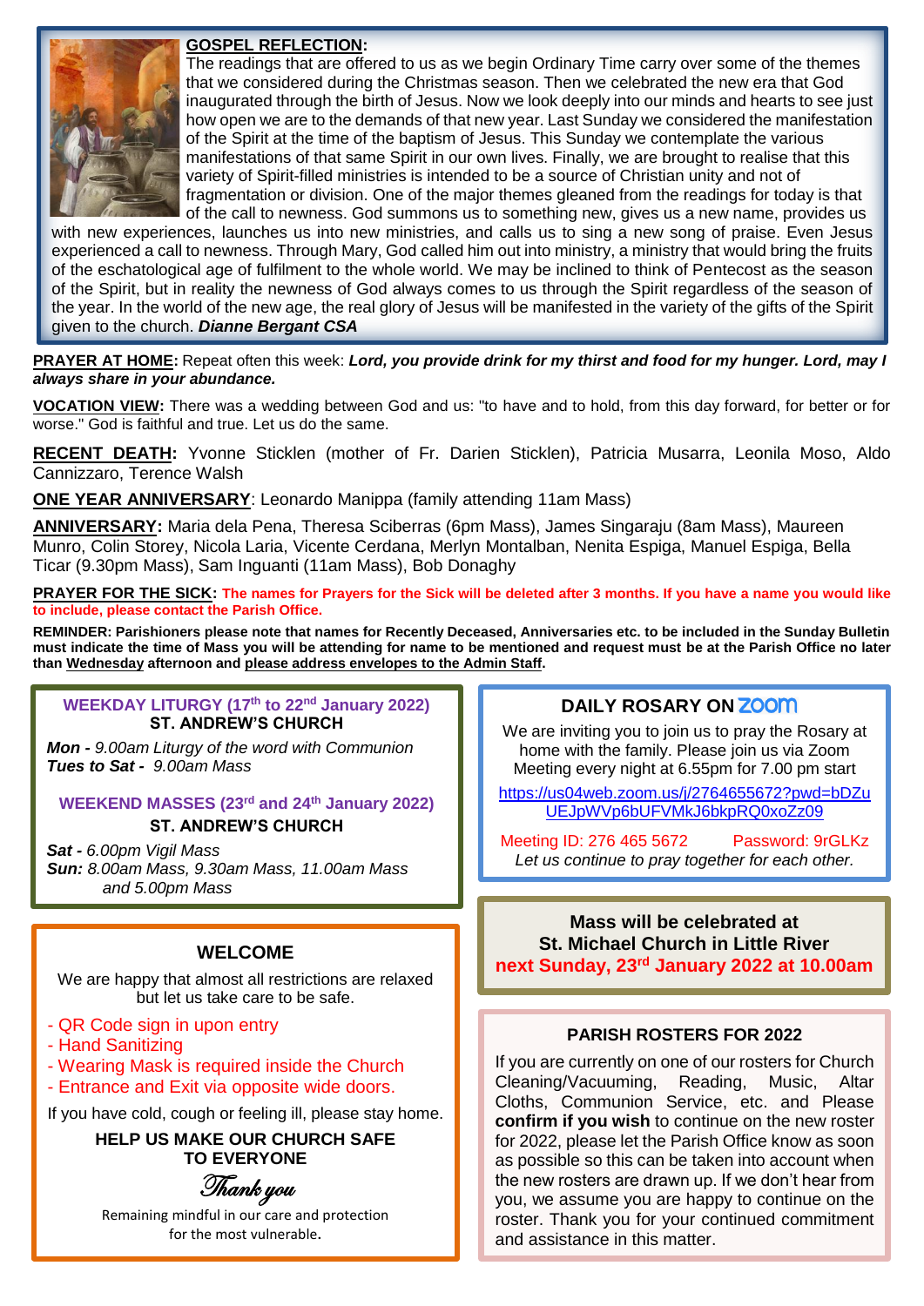## GOSPEL REFLECTION:

The readings that are offered to us as we begin Ordinary Time carry over some of the themes that we considered during the Christmas season. Then we celebrated the new era that God inaugurated through the birth of Jesus. Now we look deeply into our minds and hearts to see just how open we are to the demands of that new year. Last Sunday we considered the manifestation of the Spirit at the time of the baptism of Jesus. This Sunday we contemplate the various manifestations of that same Spirit in our own lives. Finally, we are brought to realise that this variety of Spirit-filled ministries is intended to be a source of Christian unity and not of fragmentation or division. One of the major themes gleaned from the readings for today is that of the call to newness. God summons us to something new, gives us a new name, provides us with new experiences, launches us into new ministries, and calls us to sing a new song of praise. Even Jesus experienced a call to newness. Through Mary, God called him out into ministry, a ministry that would bring the fruits of the eschatological age of fulfilment to the whole world. We may be inclined to think of Pentecost as the season of the Spirit, but in reality the newness of God always comes to us through the Spirit regardless of the season of the year. In the world of the new age, the real glory of Jesus will be manifested in the variety of the gifts of the Spirit given to the church. ***Dianne Bergant CSA***

**PRAYER AT HOME:** Repeat often this week: ***Lord, you provide drink for my thirst and food for my hunger. Lord, may I always share in your abundance.***

**VOCATION VIEW:** There was a wedding between God and us: "to have and to hold, from this day forward, for better or for worse." God is faithful and true. Let us do the same.

**RECENT DEATH:** Yvonne Sticklen (mother of Fr. Darien Sticklen), Patricia Musarra, Leonila Moso, Aldo Cannizzaro, Terence Walsh

**ONE YEAR ANNIVERSARY**: Leonardo Manippa (family attending 11am Mass)

**ANNIVERSARY:** Maria dela Pena, Theresa Sciberras (6pm Mass), James Singaraju (8am Mass), Maureen Munro, Colin Storey, Nicola Laria, Vicente Cerdana, Merlyn Montalban, Nenita Espiga, Manuel Espiga, Bella Ticar (9.30pm Mass), Sam Inguanti (11am Mass), Bob Donaghy

**PRAYER FOR THE SICK:** **The names for Prayers for the Sick will be deleted after 3 months. If you have a name you would like to include, please contact the Parish Office.**

**REMINDER: Parishioners please note that names for Recently Deceased, Anniversaries etc. to be included in the Sunday Bulletin must indicate the time of Mass you will be attending for name to be mentioned and request must be at the Parish Office no later than Wednesday afternoon and please address envelopes to the Admin Staff.**

### WEEKDAY LITURGY (17th to 22nd January 2022)
**ST. ANDREW'S CHURCH**

***Mon -*** *9.00am Liturgy of the word with Communion*
***Tues to Sat -*** *9.00am Mass*

### WEEKEND MASSES (23rd and 24th January 2022)
**ST. ANDREW'S CHURCH**

***Sat -*** *6.00pm Vigil Mass*
***Sun:*** *8.00am Mass, 9.30am Mass, 11.00am Mass and 5.00pm Mass*

### WELCOME

We are happy that almost all restrictions are relaxed but let us take care to be safe.

- QR Code sign in upon entry
- Hand Sanitizing
- Wearing Mask is required inside the Church
- Entrance and Exit via opposite wide doors.

If you have cold, cough or feeling ill, please stay home.

**HELP US MAKE OUR CHURCH SAFE TO EVERYONE**

*Thank you*

Remaining mindful in our care and protection for the most vulnerable.

### DAILY ROSARY ON ZOOM

We are inviting you to join us to pray the Rosary at home with the family. Please join us via Zoom Meeting every night at 6.55pm for 7.00 pm start

https://us04web.zoom.us/j/2764655672?pwd=bDZuUEJpWVp6bUFVMkJ6bkpRQ0xoZz09

Meeting ID: 276 465 5672 Password: 9rGLKz

*Let us continue to pray together for each other.*

**Mass will be celebrated at St. Michael Church in Little River next Sunday, 23rd January 2022 at 10.00am**

### PARISH ROSTERS FOR 2022

If you are currently on one of our rosters for Church Cleaning/Vacuuming, Reading, Music, Altar Cloths, Communion Service, etc. and Please **confirm if you wish** to continue on the new roster for 2022, please let the Parish Office know as soon as possible so this can be taken into account when the new rosters are drawn up. If we don't hear from you, we assume you are happy to continue on the roster. Thank you for your continued commitment and assistance in this matter.